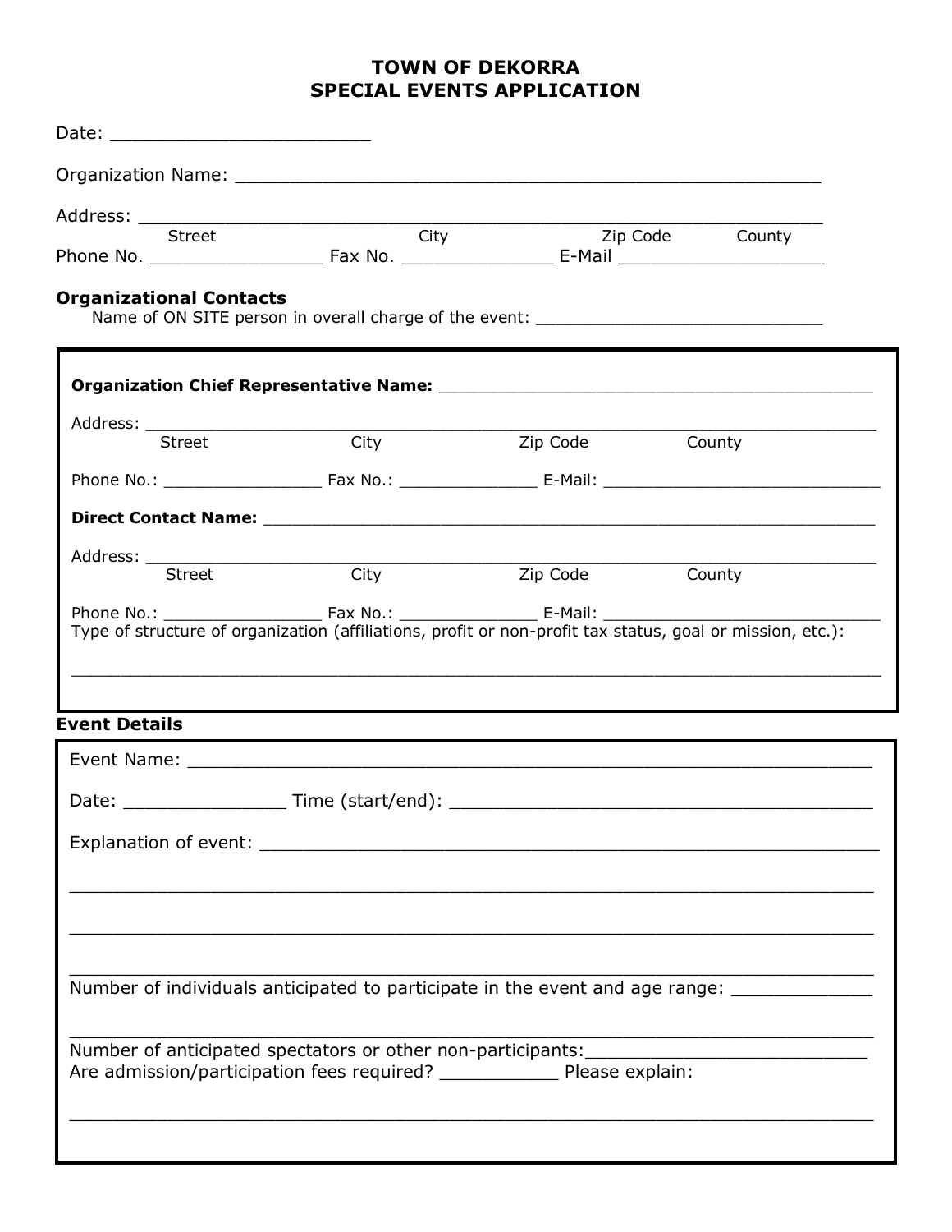# TOWN OF DEKORRA
## SPECIAL EVENTS APPLICATION

Date: ________________________

Organization Name: ______________________________________________________

Address: ______________________________________________________________
Street City Zip Code County

Phone No. ________________ Fax No. ______________ E-Mail ___________________

### Organizational Contacts

Name of ON SITE person in overall charge of the event: ____________________________

**Organization Chief Representative Name:** ________________________________________

Address: ____________________________________________________________________
Street City Zip Code County

Phone No.: ________________ Fax No.: ______________ E-Mail: ____________________________

**Direct Contact Name:** _______________________________________________________________

Address: ____________________________________________________________________
Street City Zip Code County

Phone No.: ________________ Fax No.: ______________ E-Mail: ____________________________

Type of structure of organization (affiliations, profit or non-profit tax status, goal or mission, etc.):

_____________________________________________________________________________

### Event Details

Event Name: ________________________________________________________________

Date: _______________ Time (start/end): ________________________________________

Explanation of event: ____________________________________________________________

_____________________________________________________________________________

_____________________________________________________________________________

_____________________________________________________________________________

Number of individuals anticipated to participate in the event and age range: _____________

_____________________________________________________________________________

Number of anticipated spectators or other non-participants:___________________________

Are admission/participation fees required? ___________ Please explain:

_____________________________________________________________________________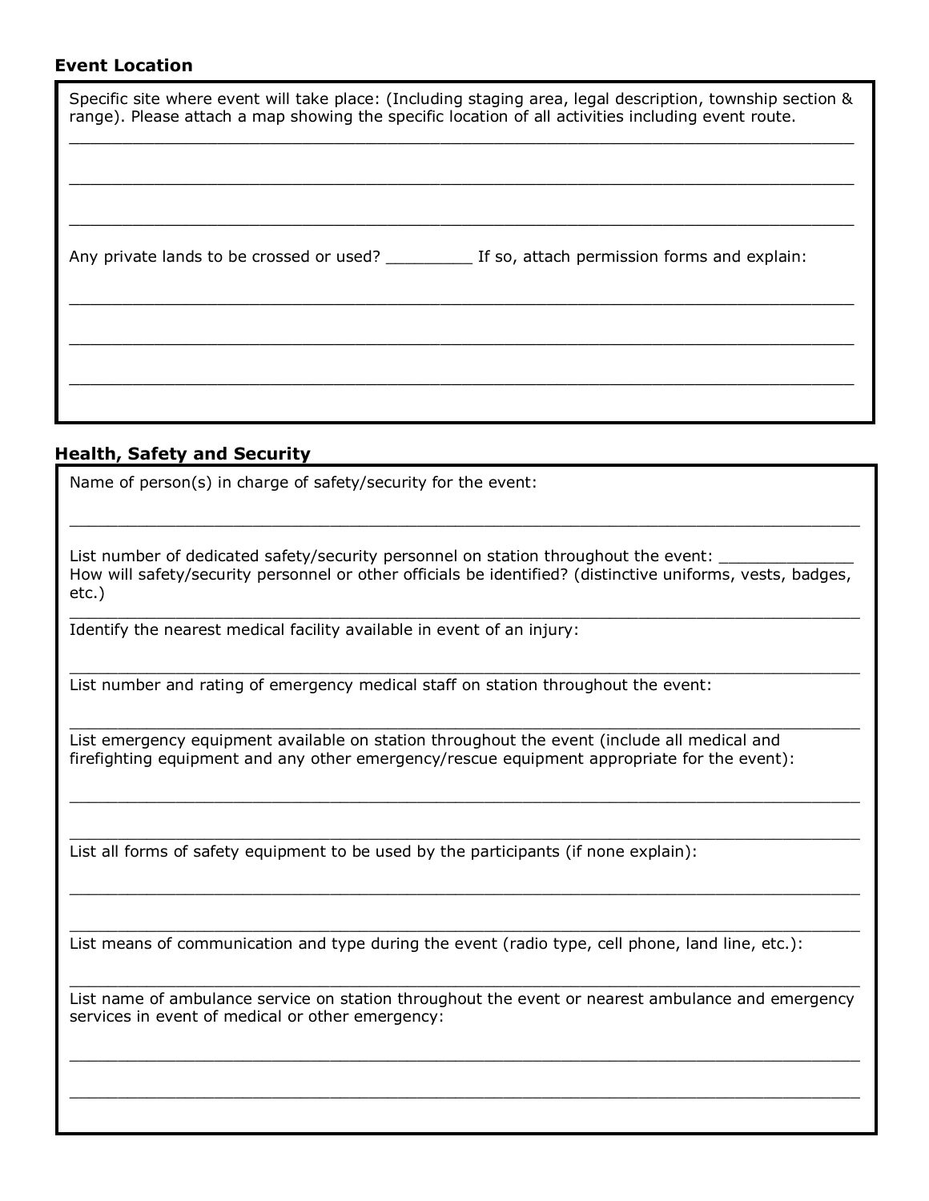## Event Location

Specific site where event will take place: (Including staging area, legal description, township section & range). Please attach a map showing the specific location of all activities including event route.

________________________________________________________________________________

________________________________________________________________________________

________________________________________________________________________________

Any private lands to be crossed or used? _________ If so, attach permission forms and explain:

________________________________________________________________________________

________________________________________________________________________________

________________________________________________________________________________

## Health, Safety and Security

Name of person(s) in charge of safety/security for the event:

________________________________________________________________________________

List number of dedicated safety/security personnel on station throughout the event: ______________

How will safety/security personnel or other officials be identified? (distinctive uniforms, vests, badges, etc.)

________________________________________________________________________________

Identify the nearest medical facility available in event of an injury:

________________________________________________________________________________

List number and rating of emergency medical staff on station throughout the event:

________________________________________________________________________________

List emergency equipment available on station throughout the event (include all medical and firefighting equipment and any other emergency/rescue equipment appropriate for the event):

________________________________________________________________________________

________________________________________________________________________________

List all forms of safety equipment to be used by the participants (if none explain):

________________________________________________________________________________

________________________________________________________________________________

List means of communication and type during the event (radio type, cell phone, land line, etc.):

________________________________________________________________________________

List name of ambulance service on station throughout the event or nearest ambulance and emergency services in event of medical or other emergency:

________________________________________________________________________________

________________________________________________________________________________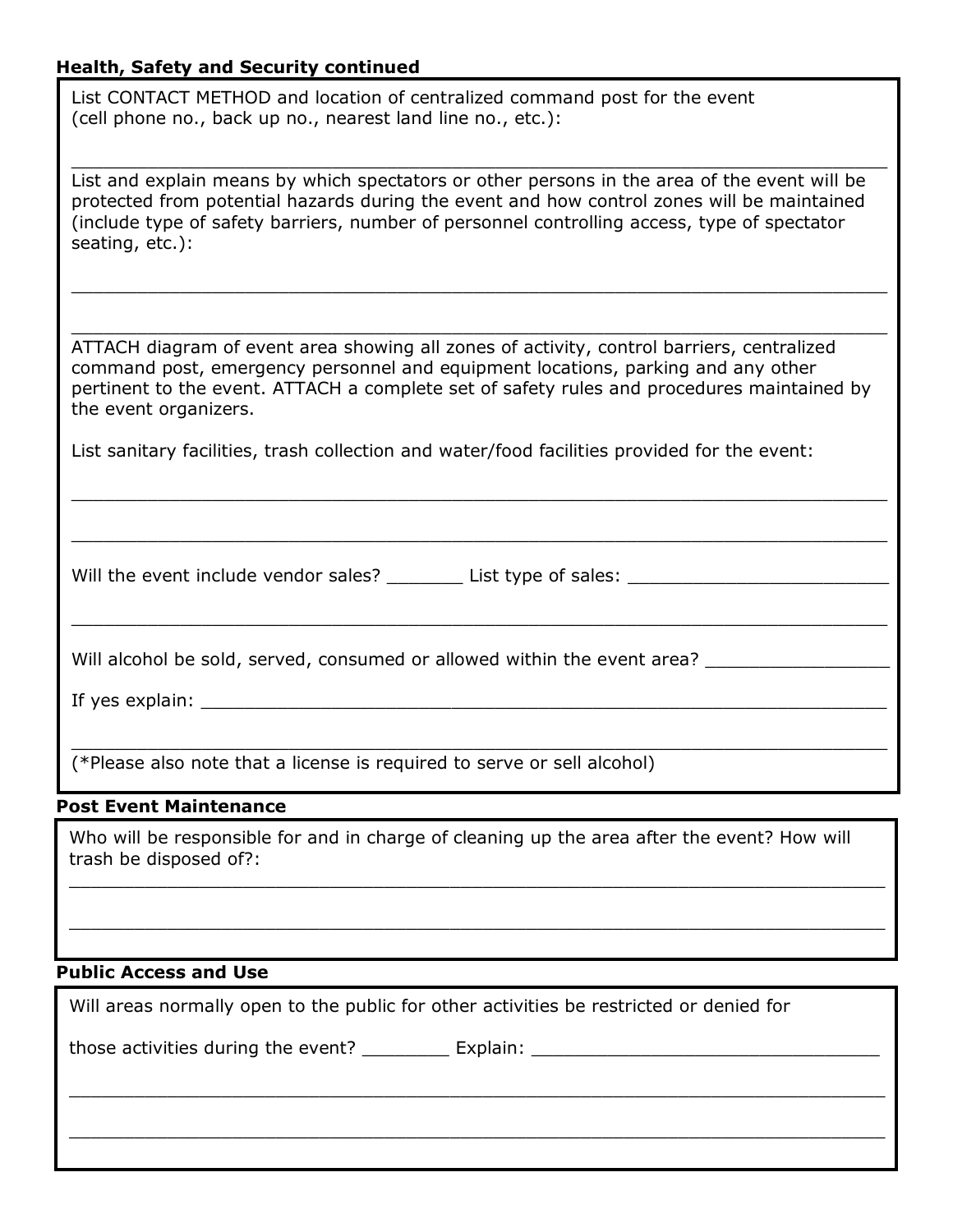### Health, Safety and Security continued

List CONTACT METHOD and location of centralized command post for the event (cell phone no., back up no., nearest land line no., etc.):

_______________________________________________________________________________

List and explain means by which spectators or other persons in the area of the event will be protected from potential hazards during the event and how control zones will be maintained (include type of safety barriers, number of personnel controlling access, type of spectator seating, etc.):

_______________________________________________________________________________

_______________________________________________________________________________

ATTACH diagram of event area showing all zones of activity, control barriers, centralized command post, emergency personnel and equipment locations, parking and any other pertinent to the event. ATTACH a complete set of safety rules and procedures maintained by the event organizers.

List sanitary facilities, trash collection and water/food facilities provided for the event:

_______________________________________________________________________________

_______________________________________________________________________________

Will the event include vendor sales? _______ List type of sales: ________________________

_______________________________________________________________________________

Will alcohol be sold, served, consumed or allowed within the event area? ________________

If yes explain: _________________________________________________________________

_______________________________________________________________________________

(*Please also note that a license is required to serve or sell alcohol)

### Post Event Maintenance

Who will be responsible for and in charge of cleaning up the area after the event? How will trash be disposed of?:

_______________________________________________________________________________

_______________________________________________________________________________

### Public Access and Use

Will areas normally open to the public for other activities be restricted or denied for

those activities during the event? ________ Explain: _________________________________

_______________________________________________________________________________

_______________________________________________________________________________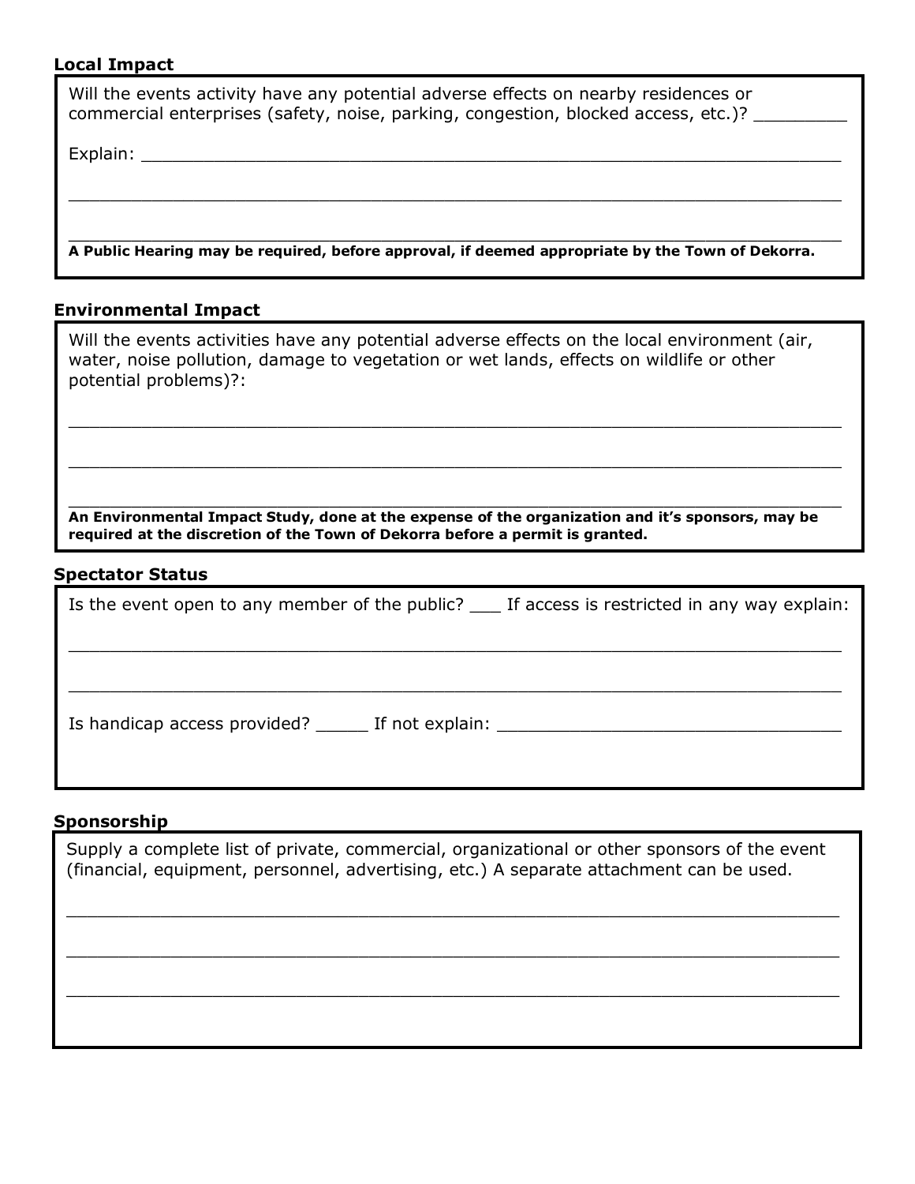### Local Impact

Will the events activity have any potential adverse effects on nearby residences or commercial enterprises (safety, noise, parking, congestion, blocked access, etc.)? _________

Explain: ________________________________________________________________

________________________________________________________________________

________________________________________________________________________

**A Public Hearing may be required, before approval, if deemed appropriate by the Town of Dekorra.**

### Environmental Impact

Will the events activities have any potential adverse effects on the local environment (air, water, noise pollution, damage to vegetation or wet lands, effects on wildlife or other potential problems)?:

________________________________________________________________________

________________________________________________________________________

________________________________________________________________________

**An Environmental Impact Study, done at the expense of the organization and it's sponsors, may be required at the discretion of the Town of Dekorra before a permit is granted.**

### Spectator Status

Is the event open to any member of the public? ___ If access is restricted in any way explain:

________________________________________________________________________

________________________________________________________________________

Is handicap access provided? _____ If not explain: ________________________________

### Sponsorship

Supply a complete list of private, commercial, organizational or other sponsors of the event (financial, equipment, personnel, advertising, etc.) A separate attachment can be used.

________________________________________________________________________

________________________________________________________________________

________________________________________________________________________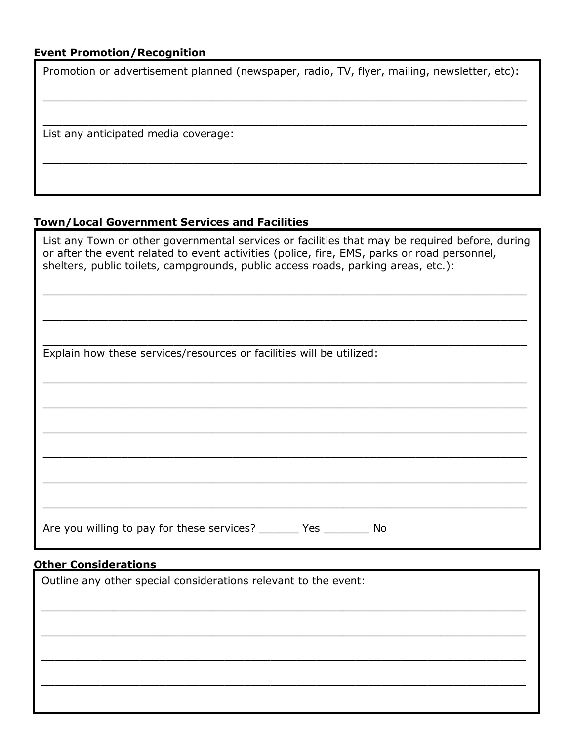### Event Promotion/Recognition

Promotion or advertisement planned (newspaper, radio, TV, flyer, mailing, newsletter, etc):

\_\_\_\_\_\_\_\_\_\_\_\_\_\_\_\_\_\_\_\_\_\_\_\_\_\_\_\_\_\_\_\_\_\_\_\_\_\_\_\_\_\_\_\_\_\_\_\_\_\_\_\_\_\_\_\_\_\_\_\_\_\_\_\_\_\_\_\_\_\_\_\_

\_\_\_\_\_\_\_\_\_\_\_\_\_\_\_\_\_\_\_\_\_\_\_\_\_\_\_\_\_\_\_\_\_\_\_\_\_\_\_\_\_\_\_\_\_\_\_\_\_\_\_\_\_\_\_\_\_\_\_\_\_\_\_\_\_\_\_\_\_\_\_\_

List any anticipated media coverage:

\_\_\_\_\_\_\_\_\_\_\_\_\_\_\_\_\_\_\_\_\_\_\_\_\_\_\_\_\_\_\_\_\_\_\_\_\_\_\_\_\_\_\_\_\_\_\_\_\_\_\_\_\_\_\_\_\_\_\_\_\_\_\_\_\_\_\_\_\_\_\_\_

### Town/Local Government Services and Facilities

List any Town or other governmental services or facilities that may be required before, during or after the event related to event activities (police, fire, EMS, parks or road personnel, shelters, public toilets, campgrounds, public access roads, parking areas, etc.):

\_\_\_\_\_\_\_\_\_\_\_\_\_\_\_\_\_\_\_\_\_\_\_\_\_\_\_\_\_\_\_\_\_\_\_\_\_\_\_\_\_\_\_\_\_\_\_\_\_\_\_\_\_\_\_\_\_\_\_\_\_\_\_\_\_\_\_\_\_\_\_\_

\_\_\_\_\_\_\_\_\_\_\_\_\_\_\_\_\_\_\_\_\_\_\_\_\_\_\_\_\_\_\_\_\_\_\_\_\_\_\_\_\_\_\_\_\_\_\_\_\_\_\_\_\_\_\_\_\_\_\_\_\_\_\_\_\_\_\_\_\_\_\_\_

\_\_\_\_\_\_\_\_\_\_\_\_\_\_\_\_\_\_\_\_\_\_\_\_\_\_\_\_\_\_\_\_\_\_\_\_\_\_\_\_\_\_\_\_\_\_\_\_\_\_\_\_\_\_\_\_\_\_\_\_\_\_\_\_\_\_\_\_\_\_\_\_

Explain how these services/resources or facilities will be utilized:

\_\_\_\_\_\_\_\_\_\_\_\_\_\_\_\_\_\_\_\_\_\_\_\_\_\_\_\_\_\_\_\_\_\_\_\_\_\_\_\_\_\_\_\_\_\_\_\_\_\_\_\_\_\_\_\_\_\_\_\_\_\_\_\_\_\_\_\_\_\_\_\_

\_\_\_\_\_\_\_\_\_\_\_\_\_\_\_\_\_\_\_\_\_\_\_\_\_\_\_\_\_\_\_\_\_\_\_\_\_\_\_\_\_\_\_\_\_\_\_\_\_\_\_\_\_\_\_\_\_\_\_\_\_\_\_\_\_\_\_\_\_\_\_\_

\_\_\_\_\_\_\_\_\_\_\_\_\_\_\_\_\_\_\_\_\_\_\_\_\_\_\_\_\_\_\_\_\_\_\_\_\_\_\_\_\_\_\_\_\_\_\_\_\_\_\_\_\_\_\_\_\_\_\_\_\_\_\_\_\_\_\_\_\_\_\_\_

\_\_\_\_\_\_\_\_\_\_\_\_\_\_\_\_\_\_\_\_\_\_\_\_\_\_\_\_\_\_\_\_\_\_\_\_\_\_\_\_\_\_\_\_\_\_\_\_\_\_\_\_\_\_\_\_\_\_\_\_\_\_\_\_\_\_\_\_\_\_\_\_

\_\_\_\_\_\_\_\_\_\_\_\_\_\_\_\_\_\_\_\_\_\_\_\_\_\_\_\_\_\_\_\_\_\_\_\_\_\_\_\_\_\_\_\_\_\_\_\_\_\_\_\_\_\_\_\_\_\_\_\_\_\_\_\_\_\_\_\_\_\_\_\_

\_\_\_\_\_\_\_\_\_\_\_\_\_\_\_\_\_\_\_\_\_\_\_\_\_\_\_\_\_\_\_\_\_\_\_\_\_\_\_\_\_\_\_\_\_\_\_\_\_\_\_\_\_\_\_\_\_\_\_\_\_\_\_\_\_\_\_\_\_\_\_\_

Are you willing to pay for these services? \_\_\_\_\_\_ Yes \_\_\_\_\_\_\_ No

### Other Considerations

Outline any other special considerations relevant to the event:

\_\_\_\_\_\_\_\_\_\_\_\_\_\_\_\_\_\_\_\_\_\_\_\_\_\_\_\_\_\_\_\_\_\_\_\_\_\_\_\_\_\_\_\_\_\_\_\_\_\_\_\_\_\_\_\_\_\_\_\_\_\_\_\_\_\_\_\_\_\_\_\_

\_\_\_\_\_\_\_\_\_\_\_\_\_\_\_\_\_\_\_\_\_\_\_\_\_\_\_\_\_\_\_\_\_\_\_\_\_\_\_\_\_\_\_\_\_\_\_\_\_\_\_\_\_\_\_\_\_\_\_\_\_\_\_\_\_\_\_\_\_\_\_\_

\_\_\_\_\_\_\_\_\_\_\_\_\_\_\_\_\_\_\_\_\_\_\_\_\_\_\_\_\_\_\_\_\_\_\_\_\_\_\_\_\_\_\_\_\_\_\_\_\_\_\_\_\_\_\_\_\_\_\_\_\_\_\_\_\_\_\_\_\_\_\_\_

\_\_\_\_\_\_\_\_\_\_\_\_\_\_\_\_\_\_\_\_\_\_\_\_\_\_\_\_\_\_\_\_\_\_\_\_\_\_\_\_\_\_\_\_\_\_\_\_\_\_\_\_\_\_\_\_\_\_\_\_\_\_\_\_\_\_\_\_\_\_\_\_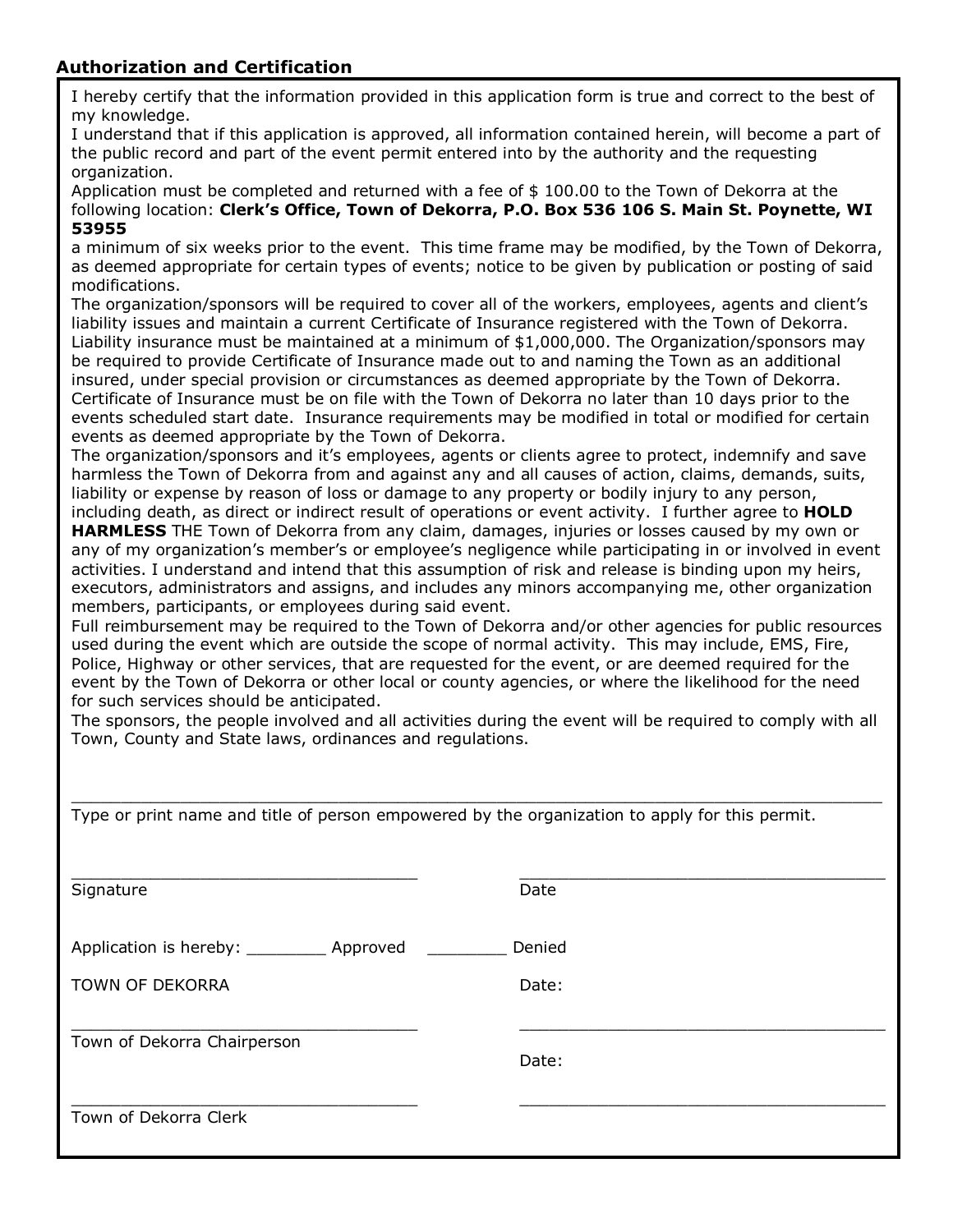## Authorization and Certification

I hereby certify that the information provided in this application form is true and correct to the best of my knowledge.

I understand that if this application is approved, all information contained herein, will become a part of the public record and part of the event permit entered into by the authority and the requesting organization.

Application must be completed and returned with a fee of $ 100.00 to the Town of Dekorra at the following location: **Clerk's Office, Town of Dekorra, P.O. Box 536 106 S. Main St. Poynette, WI 53955**

a minimum of six weeks prior to the event. This time frame may be modified, by the Town of Dekorra, as deemed appropriate for certain types of events; notice to be given by publication or posting of said modifications.

The organization/sponsors will be required to cover all of the workers, employees, agents and client's liability issues and maintain a current Certificate of Insurance registered with the Town of Dekorra. Liability insurance must be maintained at a minimum of $1,000,000. The Organization/sponsors may be required to provide Certificate of Insurance made out to and naming the Town as an additional insured, under special provision or circumstances as deemed appropriate by the Town of Dekorra. Certificate of Insurance must be on file with the Town of Dekorra no later than 10 days prior to the events scheduled start date. Insurance requirements may be modified in total or modified for certain events as deemed appropriate by the Town of Dekorra.

The organization/sponsors and it's employees, agents or clients agree to protect, indemnify and save harmless the Town of Dekorra from and against any and all causes of action, claims, demands, suits, liability or expense by reason of loss or damage to any property or bodily injury to any person, including death, as direct or indirect result of operations or event activity. I further agree to **HOLD HARMLESS** THE Town of Dekorra from any claim, damages, injuries or losses caused by my own or any of my organization's member's or employee's negligence while participating in or involved in event activities. I understand and intend that this assumption of risk and release is binding upon my heirs, executors, administrators and assigns, and includes any minors accompanying me, other organization members, participants, or employees during said event.

Full reimbursement may be required to the Town of Dekorra and/or other agencies for public resources used during the event which are outside the scope of normal activity. This may include, EMS, Fire, Police, Highway or other services, that are requested for the event, or are deemed required for the event by the Town of Dekorra or other local or county agencies, or where the likelihood for the need for such services should be anticipated.

The sponsors, the people involved and all activities during the event will be required to comply with all Town, County and State laws, ordinances and regulations.

_______________________________________________________________________________

Type or print name and title of person empowered by the organization to apply for this permit.

___________________________________ ___________________________________

Signature Date

Application is hereby: ________ Approved ________ Denied

TOWN OF DEKORRA Date:

___________________________________ ___________________________________

Town of Dekorra Chairperson

Date:

___________________________________ ___________________________________

Town of Dekorra Clerk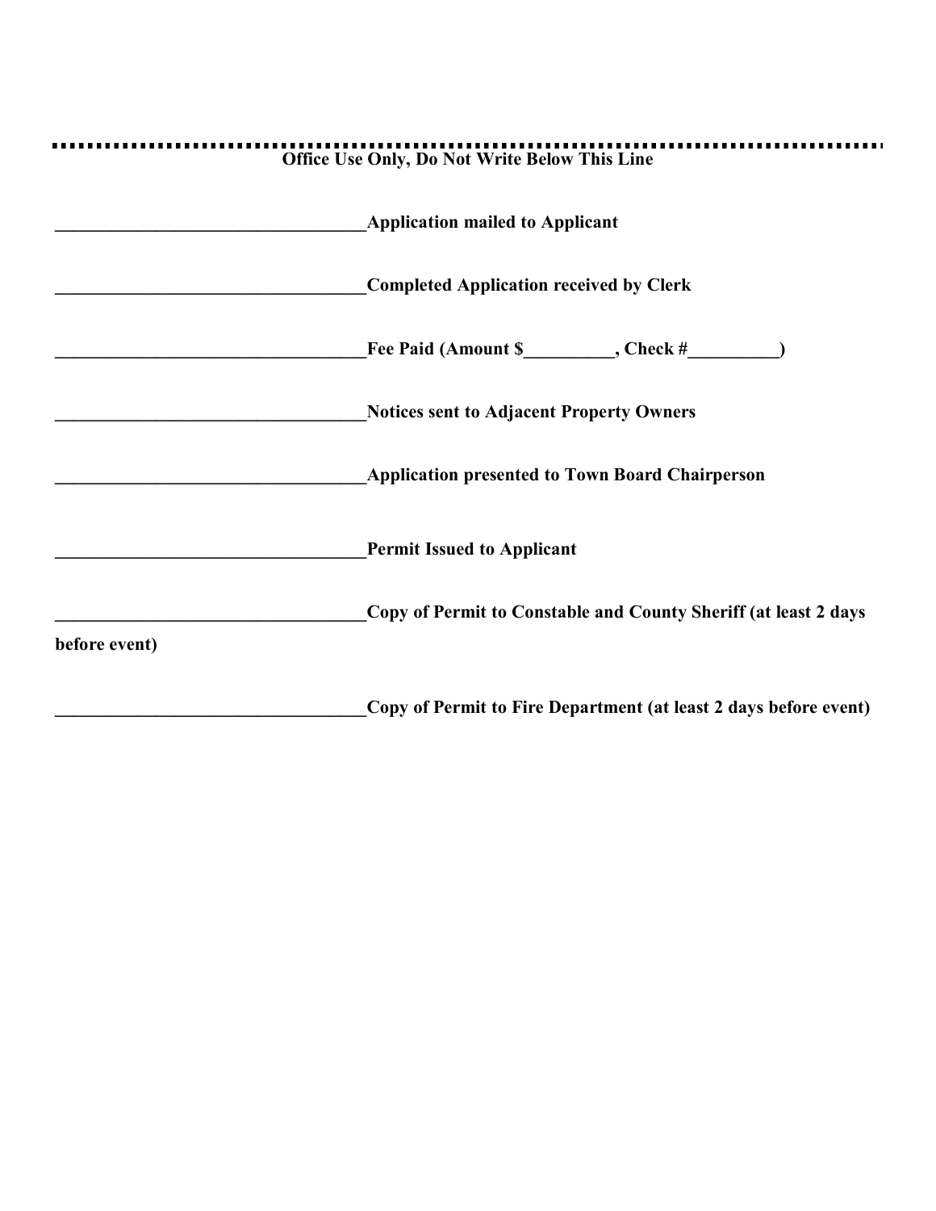**Office Use Only, Do Not Write Below This Line**

__________________________________**Application mailed to Applicant**

__________________________________**Completed Application received by Clerk**

__________________________________**Fee Paid (Amount $__________, Check #__________)**

__________________________________**Notices sent to Adjacent Property Owners**

__________________________________**Application presented to Town Board Chairperson**

__________________________________**Permit Issued to Applicant**

__________________________________**Copy of Permit to Constable and County Sheriff (at least 2 days before event)**

__________________________________**Copy of Permit to Fire Department (at least 2 days before event)**